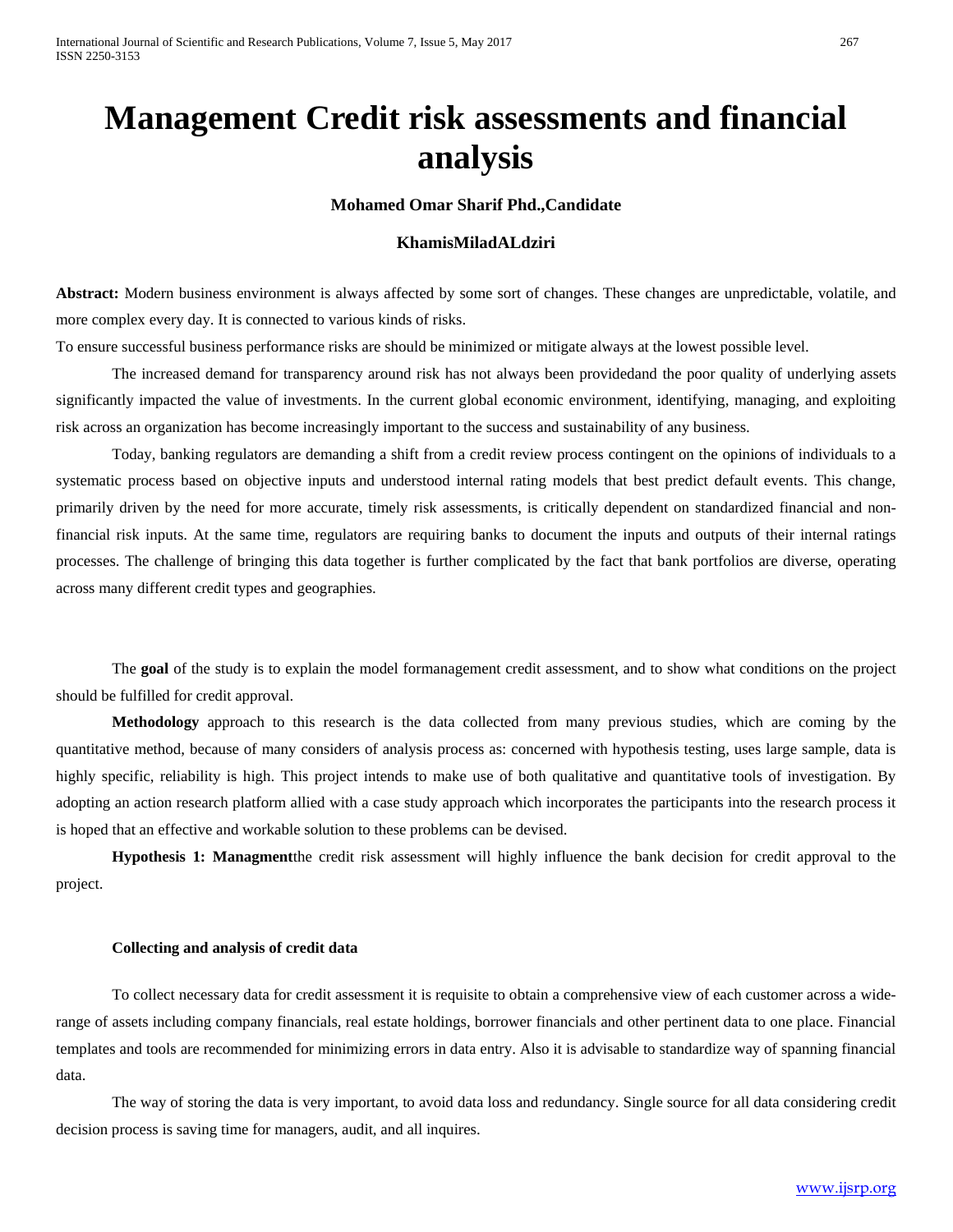# Management Credit risk assessments and financial analysis

**Mohamed Omar Sharif Phd.,Candidate**

**KhamisMiladALdziri**

**Abstract:** Modern business environment is always affected by some sort of changes. These changes are unpredictable, volatile, and more complex every day. It is connected to various kinds of risks.

To ensure successful business performance risks are should be minimized or mitigate always at the lowest possible level.

The increased demand for transparency around risk has not always been providedand the poor quality of underlying assets significantly impacted the value of investments. In the current global economic environment, identifying, managing, and exploiting risk across an organization has become increasingly important to the success and sustainability of any business.

Today, banking regulators are demanding a shift from a credit review process contingent on the opinions of individuals to a systematic process based on objective inputs and understood internal rating models that best predict default events. This change, primarily driven by the need for more accurate, timely risk assessments, is critically dependent on standardized financial and non-financial risk inputs. At the same time, regulators are requiring banks to document the inputs and outputs of their internal ratings processes. The challenge of bringing this data together is further complicated by the fact that bank portfolios are diverse, operating across many different credit types and geographies.

The **goal** of the study is to explain the model formanagement credit assessment, and to show what conditions on the project should be fulfilled for credit approval.

**Methodology** approach to this research is the data collected from many previous studies, which are coming by the quantitative method, because of many considers of analysis process as: concerned with hypothesis testing, uses large sample, data is highly specific, reliability is high. This project intends to make use of both qualitative and quantitative tools of investigation. By adopting an action research platform allied with a case study approach which incorporates the participants into the research process it is hoped that an effective and workable solution to these problems can be devised.

**Hypothesis 1: Managment**the credit risk assessment will highly influence the bank decision for credit approval to the project.

**Collecting and analysis of credit data**

To collect necessary data for credit assessment it is requisite to obtain a comprehensive view of each customer across a wide-range of assets including company financials, real estate holdings, borrower financials and other pertinent data to one place. Financial templates and tools are recommended for minimizing errors in data entry. Also it is advisable to standardize way of spanning financial data.

The way of storing the data is very important, to avoid data loss and redundancy. Single source for all data considering credit decision process is saving time for managers, audit, and all inquires.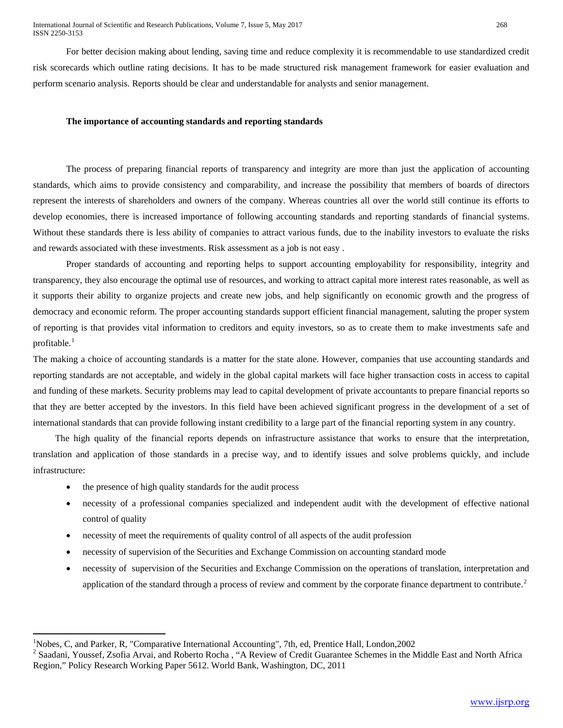For better decision making about lending, saving time and reduce complexity it is recommendable to use standardized credit risk scorecards which outline rating decisions. It has to be made structured risk management framework for easier evaluation and perform scenario analysis. Reports should be clear and understandable for analysts and senior management.

**The importance of accounting standards and reporting standards**

The process of preparing financial reports of transparency and integrity are more than just the application of accounting standards, which aims to provide consistency and comparability, and increase the possibility that members of boards of directors represent the interests of shareholders and owners of the company. Whereas countries all over the world still continue its efforts to develop economies, there is increased importance of following accounting standards and reporting standards of financial systems. Without these standards there is less ability of companies to attract various funds, due to the inability investors to evaluate the risks and rewards associated with these investments. Risk assessment as a job is not easy .

Proper standards of accounting and reporting helps to support accounting employability for responsibility, integrity and transparency, they also encourage the optimal use of resources, and working to attract capital more interest rates reasonable, as well as it supports their ability to organize projects and create new jobs, and help significantly on economic growth and the progress of democracy and economic reform. The proper accounting standards support efficient financial management, saluting the proper system of reporting is that provides vital information to creditors and equity investors, so as to create them to make investments safe and profitable.[1]

The making a choice of accounting standards is a matter for the state alone. However, companies that use accounting standards and reporting standards are not acceptable, and widely in the global capital markets will face higher transaction costs in access to capital and funding of these markets. Security problems may lead to capital development of private accountants to prepare financial reports so that they are better accepted by the investors. In this field have been achieved significant progress in the development of a set of international standards that can provide following instant credibility to a large part of the financial reporting system in any country.

The high quality of the financial reports depends on infrastructure assistance that works to ensure that the interpretation, translation and application of those standards in a precise way, and to identify issues and solve problems quickly, and include infrastructure:

- the presence of high quality standards for the audit process
- necessity of a professional companies specialized and independent audit with the development of effective national control of quality
- necessity of meet the requirements of quality control of all aspects of the audit profession
- necessity of supervision of the Securities and Exchange Commission on accounting standard mode
- necessity of supervision of the Securities and Exchange Commission on the operations of translation, interpretation and application of the standard through a process of review and comment by the corporate finance department to contribute.[2]

---

[1] Nobes, C, and Parker, R, "Comparative International Accounting", 7th, ed, Prentice Hall, London,2002

[2] Saadani, Youssef, Zsofia Arvai, and Roberto Rocha , "A Review of Credit Guarantee Schemes in the Middle East and North Africa Region," Policy Research Working Paper 5612. World Bank, Washington, DC, 2011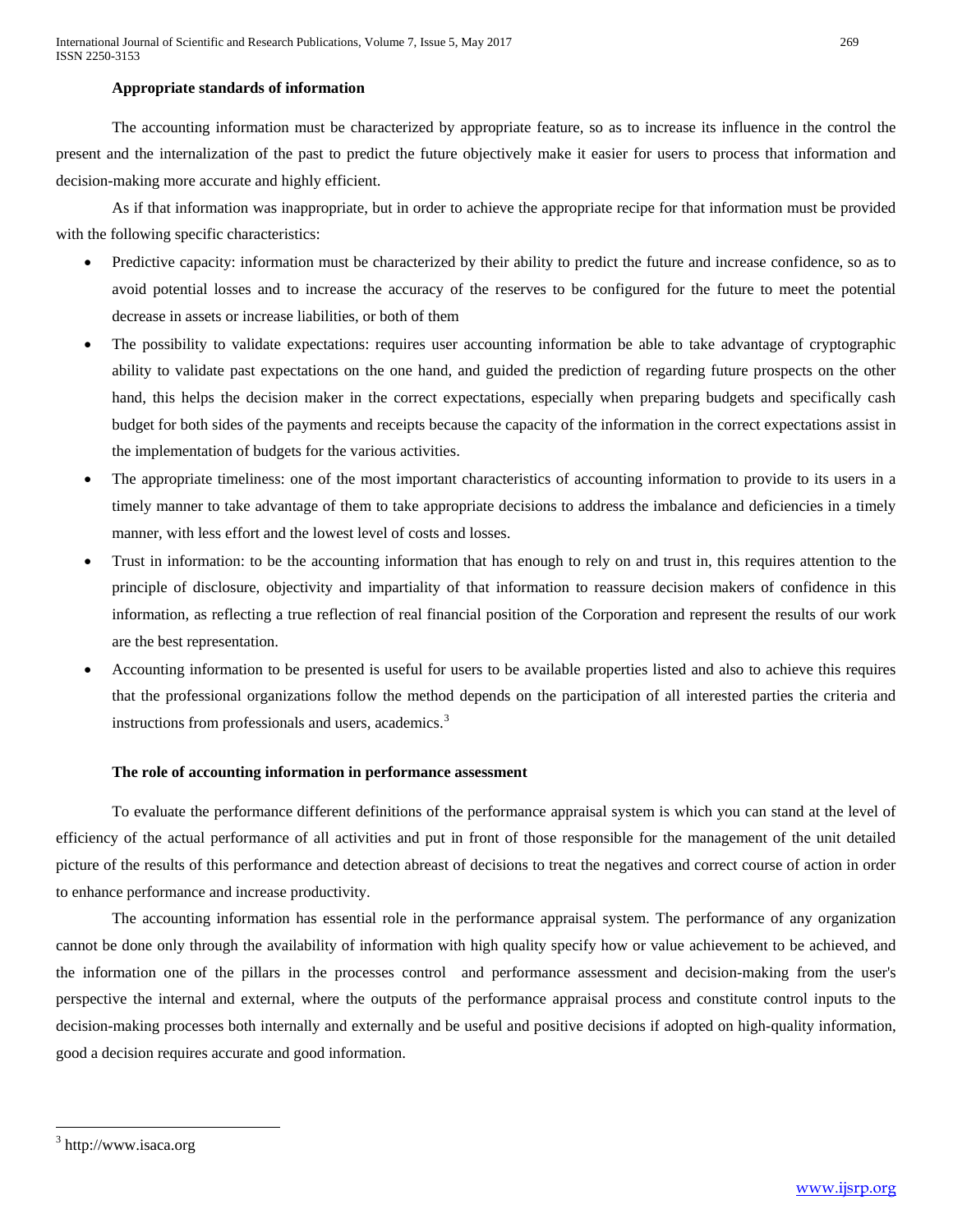**Appropriate standards of information**

The accounting information must be characterized by appropriate feature, so as to increase its influence in the control the present and the internalization of the past to predict the future objectively make it easier for users to process that information and decision-making more accurate and highly efficient.

As if that information was inappropriate, but in order to achieve the appropriate recipe for that information must be provided with the following specific characteristics:

- Predictive capacity: information must be characterized by their ability to predict the future and increase confidence, so as to avoid potential losses and to increase the accuracy of the reserves to be configured for the future to meet the potential decrease in assets or increase liabilities, or both of them
- The possibility to validate expectations: requires user accounting information be able to take advantage of cryptographic ability to validate past expectations on the one hand, and guided the prediction of regarding future prospects on the other hand, this helps the decision maker in the correct expectations, especially when preparing budgets and specifically cash budget for both sides of the payments and receipts because the capacity of the information in the correct expectations assist in the implementation of budgets for the various activities.
- The appropriate timeliness: one of the most important characteristics of accounting information to provide to its users in a timely manner to take advantage of them to take appropriate decisions to address the imbalance and deficiencies in a timely manner, with less effort and the lowest level of costs and losses.
- Trust in information: to be the accounting information that has enough to rely on and trust in, this requires attention to the principle of disclosure, objectivity and impartiality of that information to reassure decision makers of confidence in this information, as reflecting a true reflection of real financial position of the Corporation and represent the results of our work are the best representation.
- Accounting information to be presented is useful for users to be available properties listed and also to achieve this requires that the professional organizations follow the method depends on the participation of all interested parties the criteria and instructions from professionals and users, academics.[3]

**The role of accounting information in performance assessment**

To evaluate the performance different definitions of the performance appraisal system is which you can stand at the level of efficiency of the actual performance of all activities and put in front of those responsible for the management of the unit detailed picture of the results of this performance and detection abreast of decisions to treat the negatives and correct course of action in order to enhance performance and increase productivity.

The accounting information has essential role in the performance appraisal system. The performance of any organization cannot be done only through the availability of information with high quality specify how or value achievement to be achieved, and the information one of the pillars in the processes control and performance assessment and decision-making from the user's perspective the internal and external, where the outputs of the performance appraisal process and constitute control inputs to the decision-making processes both internally and externally and be useful and positive decisions if adopted on high-quality information, good a decision requires accurate and good information.

---

[3] http://www.isaca.org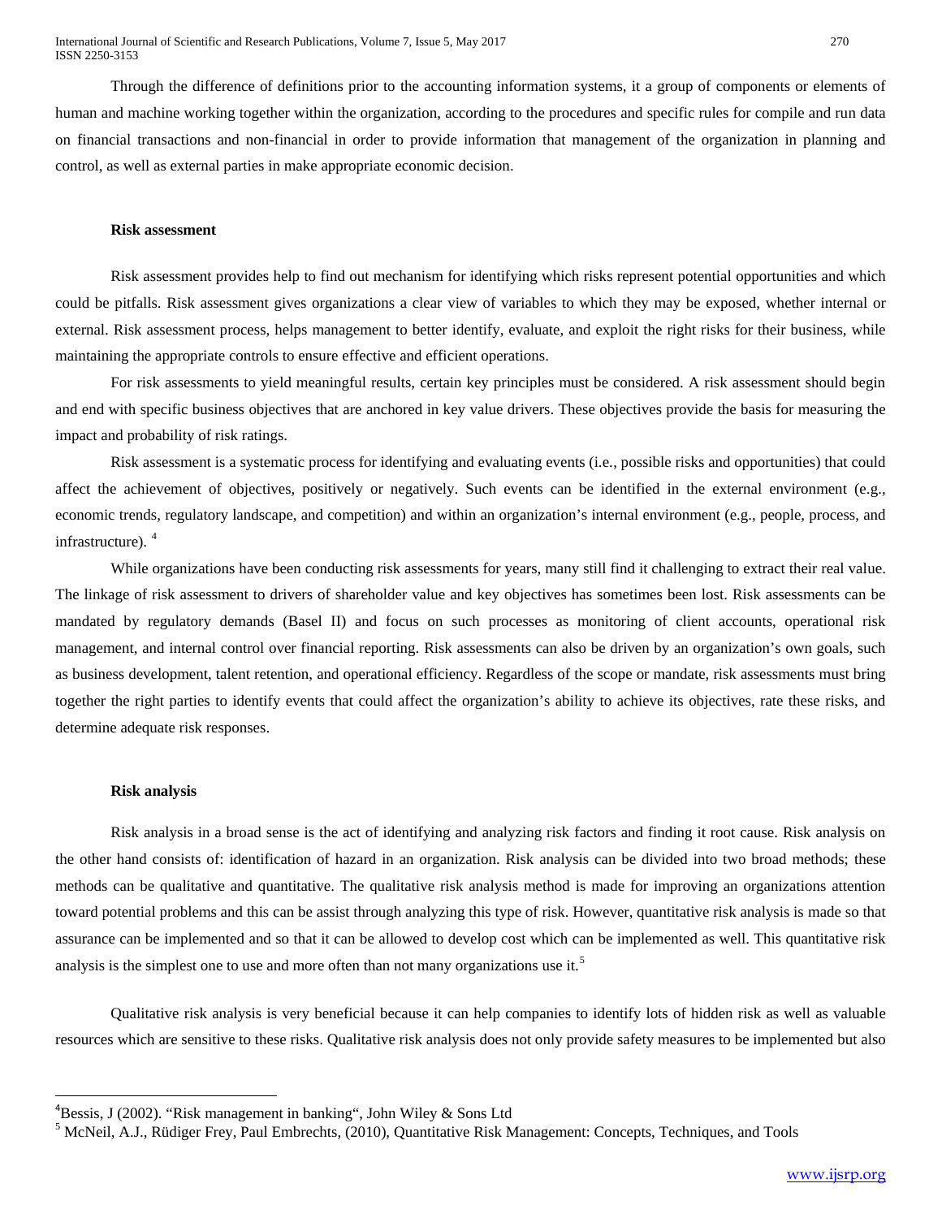Through the difference of definitions prior to the accounting information systems, it a group of components or elements of human and machine working together within the organization, according to the procedures and specific rules for compile and run data on financial transactions and non-financial in order to provide information that management of the organization in planning and control, as well as external parties in make appropriate economic decision.

### Risk assessment

Risk assessment provides help to find out mechanism for identifying which risks represent potential opportunities and which could be pitfalls. Risk assessment gives organizations a clear view of variables to which they may be exposed, whether internal or external. Risk assessment process, helps management to better identify, evaluate, and exploit the right risks for their business, while maintaining the appropriate controls to ensure effective and efficient operations.

For risk assessments to yield meaningful results, certain key principles must be considered. A risk assessment should begin and end with specific business objectives that are anchored in key value drivers. These objectives provide the basis for measuring the impact and probability of risk ratings.

Risk assessment is a systematic process for identifying and evaluating events (i.e., possible risks and opportunities) that could affect the achievement of objectives, positively or negatively. Such events can be identified in the external environment (e.g., economic trends, regulatory landscape, and competition) and within an organization's internal environment (e.g., people, process, and infrastructure). [4]

While organizations have been conducting risk assessments for years, many still find it challenging to extract their real value. The linkage of risk assessment to drivers of shareholder value and key objectives has sometimes been lost. Risk assessments can be mandated by regulatory demands (Basel II) and focus on such processes as monitoring of client accounts, operational risk management, and internal control over financial reporting. Risk assessments can also be driven by an organization's own goals, such as business development, talent retention, and operational efficiency. Regardless of the scope or mandate, risk assessments must bring together the right parties to identify events that could affect the organization's ability to achieve its objectives, rate these risks, and determine adequate risk responses.

### Risk analysis

Risk analysis in a broad sense is the act of identifying and analyzing risk factors and finding it root cause. Risk analysis on the other hand consists of: identification of hazard in an organization. Risk analysis can be divided into two broad methods; these methods can be qualitative and quantitative. The qualitative risk analysis method is made for improving an organizations attention toward potential problems and this can be assist through analyzing this type of risk. However, quantitative risk analysis is made so that assurance can be implemented and so that it can be allowed to develop cost which can be implemented as well. This quantitative risk analysis is the simplest one to use and more often than not many organizations use it. [5]

Qualitative risk analysis is very beneficial because it can help companies to identify lots of hidden risk as well as valuable resources which are sensitive to these risks. Qualitative risk analysis does not only provide safety measures to be implemented but also

---

[4] Bessis, J (2002). "Risk management in banking", John Wiley & Sons Ltd

[5] McNeil, A.J., Rüdiger Frey, Paul Embrechts, (2010), Quantitative Risk Management: Concepts, Techniques, and Tools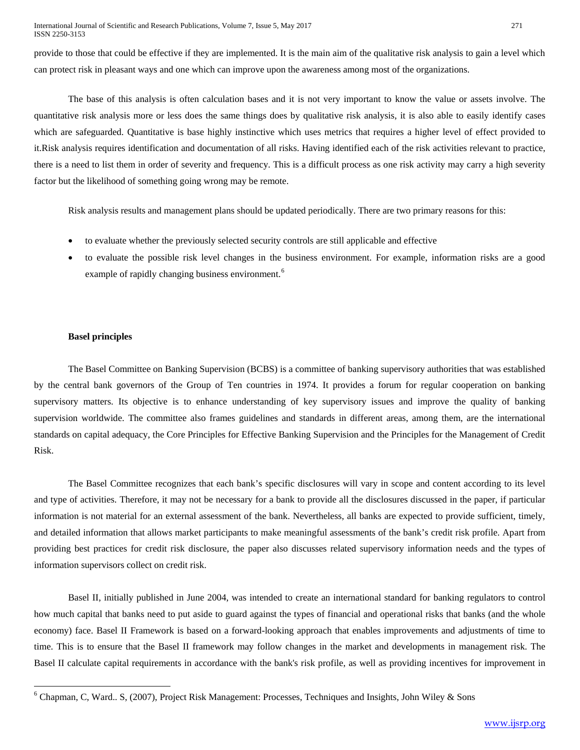provide to those that could be effective if they are implemented. It is the main aim of the qualitative risk analysis to gain a level which can protect risk in pleasant ways and one which can improve upon the awareness among most of the organizations.

The base of this analysis is often calculation bases and it is not very important to know the value or assets involve. The quantitative risk analysis more or less does the same things does by qualitative risk analysis, it is also able to easily identify cases which are safeguarded. Quantitative is base highly instinctive which uses metrics that requires a higher level of effect provided to it.Risk analysis requires identification and documentation of all risks. Having identified each of the risk activities relevant to practice, there is a need to list them in order of severity and frequency. This is a difficult process as one risk activity may carry a high severity factor but the likelihood of something going wrong may be remote.

Risk analysis results and management plans should be updated periodically. There are two primary reasons for this:

- to evaluate whether the previously selected security controls are still applicable and effective
- to evaluate the possible risk level changes in the business environment. For example, information risks are a good example of rapidly changing business environment.[6]

**Basel principles**

The Basel Committee on Banking Supervision (BCBS) is a committee of banking supervisory authorities that was established by the central bank governors of the Group of Ten countries in 1974. It provides a forum for regular cooperation on banking supervisory matters. Its objective is to enhance understanding of key supervisory issues and improve the quality of banking supervision worldwide. The committee also frames guidelines and standards in different areas, among them, are the international standards on capital adequacy, the Core Principles for Effective Banking Supervision and the Principles for the Management of Credit Risk.

The Basel Committee recognizes that each bank's specific disclosures will vary in scope and content according to its level and type of activities. Therefore, it may not be necessary for a bank to provide all the disclosures discussed in the paper, if particular information is not material for an external assessment of the bank. Nevertheless, all banks are expected to provide sufficient, timely, and detailed information that allows market participants to make meaningful assessments of the bank's credit risk profile. Apart from providing best practices for credit risk disclosure, the paper also discusses related supervisory information needs and the types of information supervisors collect on credit risk.

Basel II, initially published in June 2004, was intended to create an international standard for banking regulators to control how much capital that banks need to put aside to guard against the types of financial and operational risks that banks (and the whole economy) face. Basel II Framework is based on a forward-looking approach that enables improvements and adjustments of time to time. This is to ensure that the Basel II framework may follow changes in the market and developments in management risk. The Basel II calculate capital requirements in accordance with the bank's risk profile, as well as providing incentives for improvement in

[6] Chapman, C, Ward.. S, (2007), Project Risk Management: Processes, Techniques and Insights, John Wiley & Sons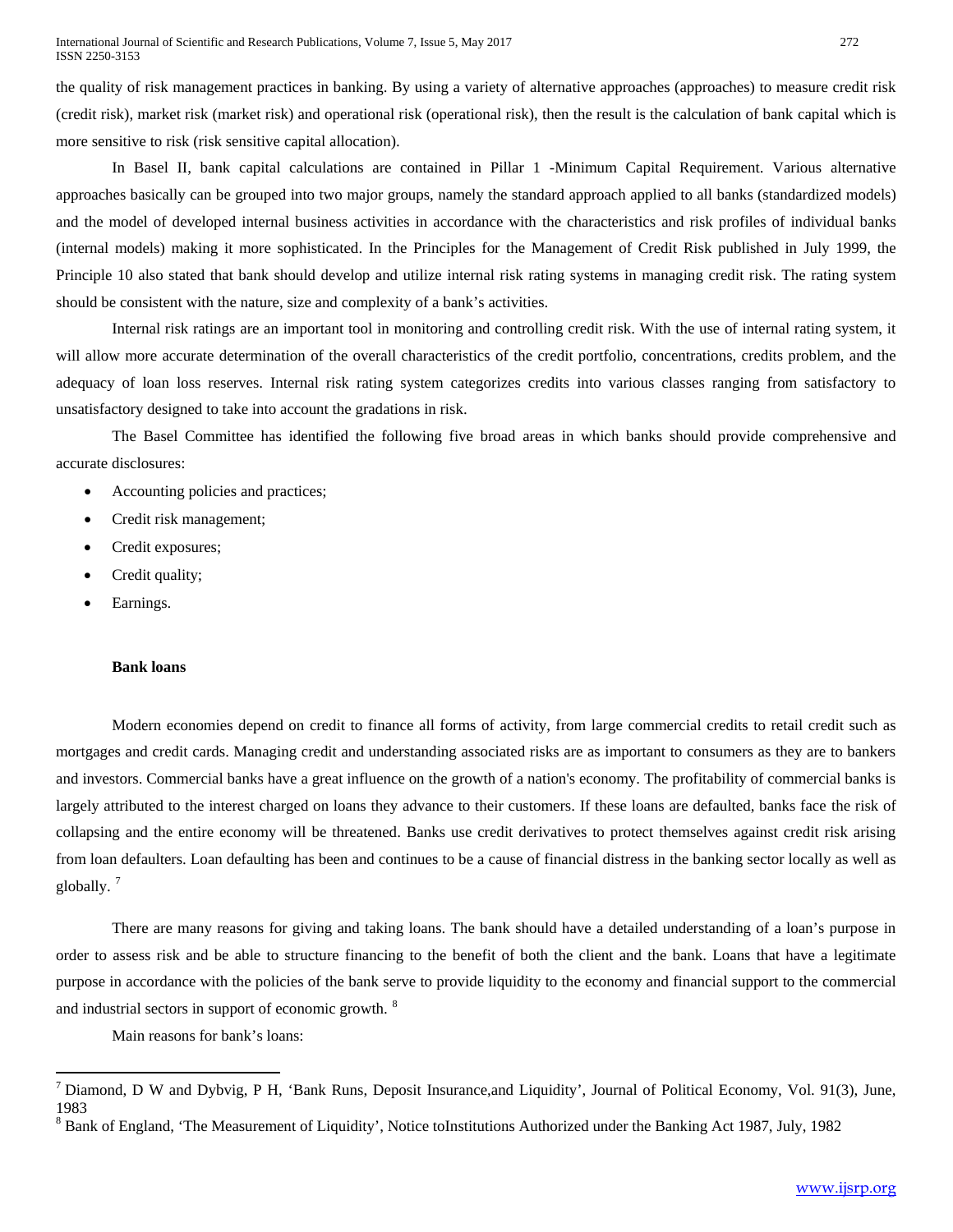the quality of risk management practices in banking. By using a variety of alternative approaches (approaches) to measure credit risk (credit risk), market risk (market risk) and operational risk (operational risk), then the result is the calculation of bank capital which is more sensitive to risk (risk sensitive capital allocation).

In Basel II, bank capital calculations are contained in Pillar 1 -Minimum Capital Requirement. Various alternative approaches basically can be grouped into two major groups, namely the standard approach applied to all banks (standardized models) and the model of developed internal business activities in accordance with the characteristics and risk profiles of individual banks (internal models) making it more sophisticated. In the Principles for the Management of Credit Risk published in July 1999, the Principle 10 also stated that bank should develop and utilize internal risk rating systems in managing credit risk. The rating system should be consistent with the nature, size and complexity of a bank's activities.

Internal risk ratings are an important tool in monitoring and controlling credit risk. With the use of internal rating system, it will allow more accurate determination of the overall characteristics of the credit portfolio, concentrations, credits problem, and the adequacy of loan loss reserves. Internal risk rating system categorizes credits into various classes ranging from satisfactory to unsatisfactory designed to take into account the gradations in risk.

The Basel Committee has identified the following five broad areas in which banks should provide comprehensive and accurate disclosures:

- Accounting policies and practices;
- Credit risk management;
- Credit exposures;
- Credit quality;
- Earnings.

**Bank loans**

Modern economies depend on credit to finance all forms of activity, from large commercial credits to retail credit such as mortgages and credit cards. Managing credit and understanding associated risks are as important to consumers as they are to bankers and investors. Commercial banks have a great influence on the growth of a nation's economy. The profitability of commercial banks is largely attributed to the interest charged on loans they advance to their customers. If these loans are defaulted, banks face the risk of collapsing and the entire economy will be threatened. Banks use credit derivatives to protect themselves against credit risk arising from loan defaulters. Loan defaulting has been and continues to be a cause of financial distress in the banking sector locally as well as globally. [7]

There are many reasons for giving and taking loans. The bank should have a detailed understanding of a loan's purpose in order to assess risk and be able to structure financing to the benefit of both the client and the bank. Loans that have a legitimate purpose in accordance with the policies of the bank serve to provide liquidity to the economy and financial support to the commercial and industrial sectors in support of economic growth. [8]

Main reasons for bank's loans:

---

[7] Diamond, D W and Dybvig, P H, 'Bank Runs, Deposit Insurance,and Liquidity', Journal of Political Economy, Vol. 91(3), June, 1983

[8] Bank of England, 'The Measurement of Liquidity', Notice toInstitutions Authorized under the Banking Act 1987, July, 1982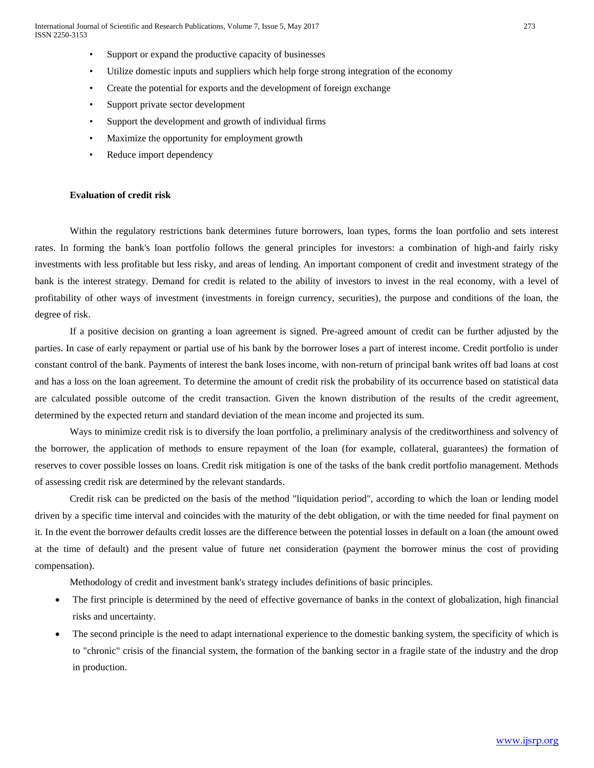- Support or expand the productive capacity of businesses
- Utilize domestic inputs and suppliers which help forge strong integration of the economy
- Create the potential for exports and the development of foreign exchange
- Support private sector development
- Support the development and growth of individual firms
- Maximize the opportunity for employment growth
- Reduce import dependency

**Evaluation of credit risk**

Within the regulatory restrictions bank determines future borrowers, loan types, forms the loan portfolio and sets interest rates. In forming the bank's loan portfolio follows the general principles for investors: a combination of high-and fairly risky investments with less profitable but less risky, and areas of lending. An important component of credit and investment strategy of the bank is the interest strategy. Demand for credit is related to the ability of investors to invest in the real economy, with a level of profitability of other ways of investment (investments in foreign currency, securities), the purpose and conditions of the loan, the degree of risk.

If a positive decision on granting a loan agreement is signed. Pre-agreed amount of credit can be further adjusted by the parties. In case of early repayment or partial use of his bank by the borrower loses a part of interest income. Credit portfolio is under constant control of the bank. Payments of interest the bank loses income, with non-return of principal bank writes off bad loans at cost and has a loss on the loan agreement. To determine the amount of credit risk the probability of its occurrence based on statistical data are calculated possible outcome of the credit transaction. Given the known distribution of the results of the credit agreement, determined by the expected return and standard deviation of the mean income and projected its sum.

Ways to minimize credit risk is to diversify the loan portfolio, a preliminary analysis of the creditworthiness and solvency of the borrower, the application of methods to ensure repayment of the loan (for example, collateral, guarantees) the formation of reserves to cover possible losses on loans. Credit risk mitigation is one of the tasks of the bank credit portfolio management. Methods of assessing credit risk are determined by the relevant standards.

Credit risk can be predicted on the basis of the method "liquidation period", according to which the loan or lending model driven by a specific time interval and coincides with the maturity of the debt obligation, or with the time needed for final payment on it. In the event the borrower defaults credit losses are the difference between the potential losses in default on a loan (the amount owed at the time of default) and the present value of future net consideration (payment the borrower minus the cost of providing compensation).

Methodology of credit and investment bank's strategy includes definitions of basic principles.

- The first principle is determined by the need of effective governance of banks in the context of globalization, high financial risks and uncertainty.
- The second principle is the need to adapt international experience to the domestic banking system, the specificity of which is to "chronic" crisis of the financial system, the formation of the banking sector in a fragile state of the industry and the drop in production.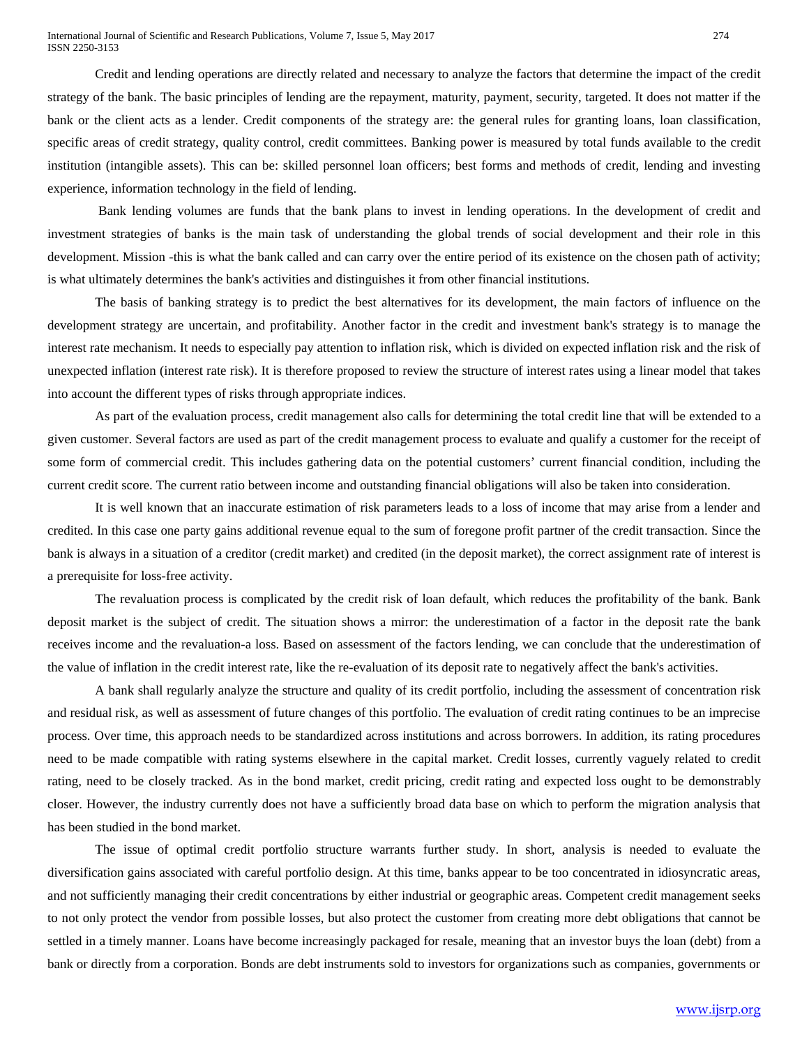Credit and lending operations are directly related and necessary to analyze the factors that determine the impact of the credit strategy of the bank. The basic principles of lending are the repayment, maturity, payment, security, targeted. It does not matter if the bank or the client acts as a lender. Credit components of the strategy are: the general rules for granting loans, loan classification, specific areas of credit strategy, quality control, credit committees. Banking power is measured by total funds available to the credit institution (intangible assets). This can be: skilled personnel loan officers; best forms and methods of credit, lending and investing experience, information technology in the field of lending.

Bank lending volumes are funds that the bank plans to invest in lending operations. In the development of credit and investment strategies of banks is the main task of understanding the global trends of social development and their role in this development. Mission -this is what the bank called and can carry over the entire period of its existence on the chosen path of activity; is what ultimately determines the bank's activities and distinguishes it from other financial institutions.

The basis of banking strategy is to predict the best alternatives for its development, the main factors of influence on the development strategy are uncertain, and profitability. Another factor in the credit and investment bank's strategy is to manage the interest rate mechanism. It needs to especially pay attention to inflation risk, which is divided on expected inflation risk and the risk of unexpected inflation (interest rate risk). It is therefore proposed to review the structure of interest rates using a linear model that takes into account the different types of risks through appropriate indices.

As part of the evaluation process, credit management also calls for determining the total credit line that will be extended to a given customer. Several factors are used as part of the credit management process to evaluate and qualify a customer for the receipt of some form of commercial credit. This includes gathering data on the potential customers' current financial condition, including the current credit score. The current ratio between income and outstanding financial obligations will also be taken into consideration.

It is well known that an inaccurate estimation of risk parameters leads to a loss of income that may arise from a lender and credited. In this case one party gains additional revenue equal to the sum of foregone profit partner of the credit transaction. Since the bank is always in a situation of a creditor (credit market) and credited (in the deposit market), the correct assignment rate of interest is a prerequisite for loss-free activity.

The revaluation process is complicated by the credit risk of loan default, which reduces the profitability of the bank. Bank deposit market is the subject of credit. The situation shows a mirror: the underestimation of a factor in the deposit rate the bank receives income and the revaluation-a loss. Based on assessment of the factors lending, we can conclude that the underestimation of the value of inflation in the credit interest rate, like the re-evaluation of its deposit rate to negatively affect the bank's activities.

A bank shall regularly analyze the structure and quality of its credit portfolio, including the assessment of concentration risk and residual risk, as well as assessment of future changes of this portfolio. The evaluation of credit rating continues to be an imprecise process. Over time, this approach needs to be standardized across institutions and across borrowers. In addition, its rating procedures need to be made compatible with rating systems elsewhere in the capital market. Credit losses, currently vaguely related to credit rating, need to be closely tracked. As in the bond market, credit pricing, credit rating and expected loss ought to be demonstrably closer. However, the industry currently does not have a sufficiently broad data base on which to perform the migration analysis that has been studied in the bond market.

The issue of optimal credit portfolio structure warrants further study. In short, analysis is needed to evaluate the diversification gains associated with careful portfolio design. At this time, banks appear to be too concentrated in idiosyncratic areas, and not sufficiently managing their credit concentrations by either industrial or geographic areas. Competent credit management seeks to not only protect the vendor from possible losses, but also protect the customer from creating more debt obligations that cannot be settled in a timely manner. Loans have become increasingly packaged for resale, meaning that an investor buys the loan (debt) from a bank or directly from a corporation. Bonds are debt instruments sold to investors for organizations such as companies, governments or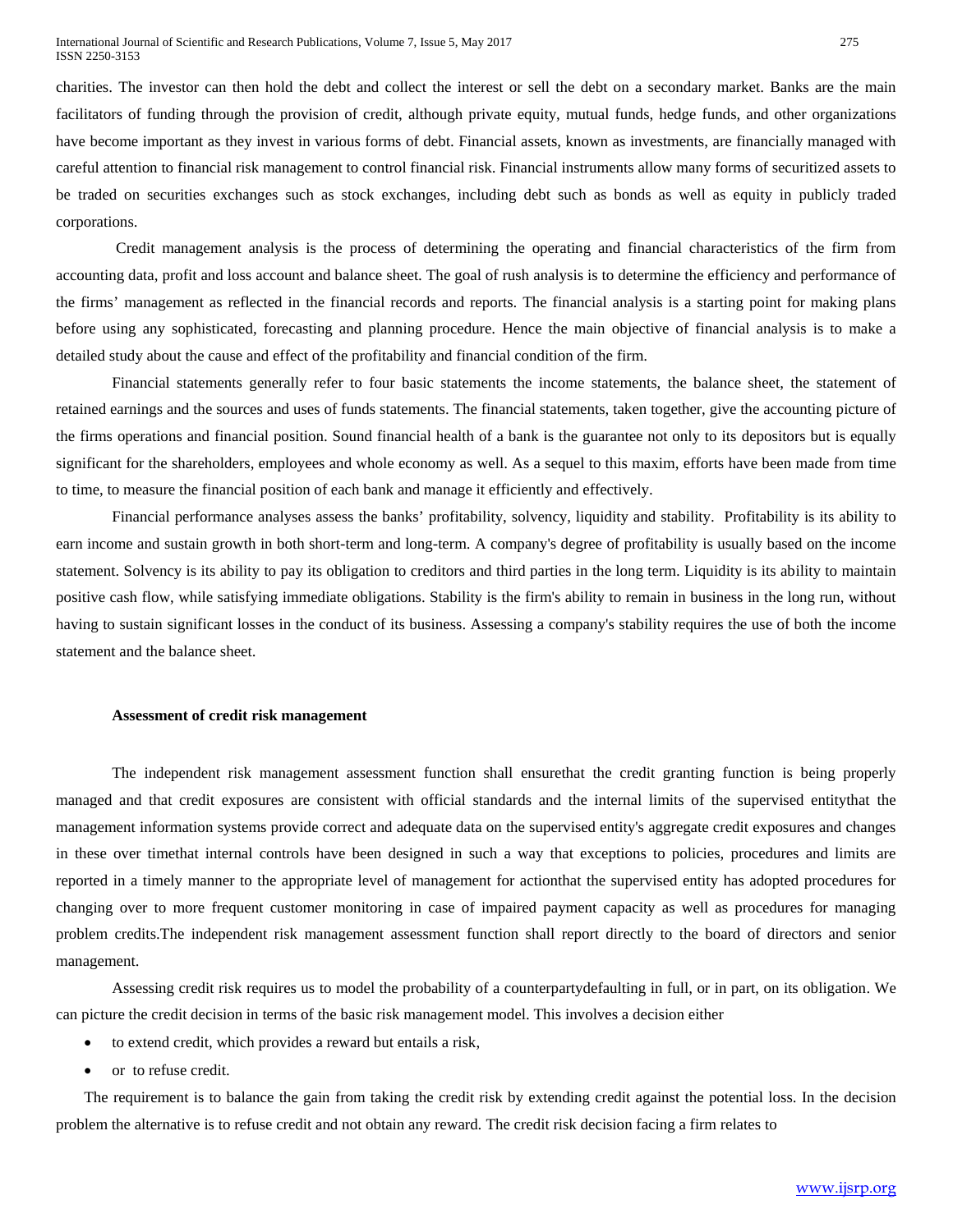charities. The investor can then hold the debt and collect the interest or sell the debt on a secondary market. Banks are the main facilitators of funding through the provision of credit, although private equity, mutual funds, hedge funds, and other organizations have become important as they invest in various forms of debt. Financial assets, known as investments, are financially managed with careful attention to financial risk management to control financial risk. Financial instruments allow many forms of securitized assets to be traded on securities exchanges such as stock exchanges, including debt such as bonds as well as equity in publicly traded corporations.

Credit management analysis is the process of determining the operating and financial characteristics of the firm from accounting data, profit and loss account and balance sheet. The goal of rush analysis is to determine the efficiency and performance of the firms' management as reflected in the financial records and reports. The financial analysis is a starting point for making plans before using any sophisticated, forecasting and planning procedure. Hence the main objective of financial analysis is to make a detailed study about the cause and effect of the profitability and financial condition of the firm.

Financial statements generally refer to four basic statements the income statements, the balance sheet, the statement of retained earnings and the sources and uses of funds statements. The financial statements, taken together, give the accounting picture of the firms operations and financial position. Sound financial health of a bank is the guarantee not only to its depositors but is equally significant for the shareholders, employees and whole economy as well. As a sequel to this maxim, efforts have been made from time to time, to measure the financial position of each bank and manage it efficiently and effectively.

Financial performance analyses assess the banks' profitability, solvency, liquidity and stability. Profitability is its ability to earn income and sustain growth in both short-term and long-term. A company's degree of profitability is usually based on the income statement. Solvency is its ability to pay its obligation to creditors and third parties in the long term. Liquidity is its ability to maintain positive cash flow, while satisfying immediate obligations. Stability is the firm's ability to remain in business in the long run, without having to sustain significant losses in the conduct of its business. Assessing a company's stability requires the use of both the income statement and the balance sheet.

**Assessment of credit risk management**

The independent risk management assessment function shall ensurethat the credit granting function is being properly managed and that credit exposures are consistent with official standards and the internal limits of the supervised entitythat the management information systems provide correct and adequate data on the supervised entity's aggregate credit exposures and changes in these over timethat internal controls have been designed in such a way that exceptions to policies, procedures and limits are reported in a timely manner to the appropriate level of management for actionthat the supervised entity has adopted procedures for changing over to more frequent customer monitoring in case of impaired payment capacity as well as procedures for managing problem credits.The independent risk management assessment function shall report directly to the board of directors and senior management.

Assessing credit risk requires us to model the probability of a counterpartydefaulting in full, or in part, on its obligation. We can picture the credit decision in terms of the basic risk management model. This involves a decision either

- to extend credit, which provides a reward but entails a risk,
- or to refuse credit.

The requirement is to balance the gain from taking the credit risk by extending credit against the potential loss. In the decision problem the alternative is to refuse credit and not obtain any reward. The credit risk decision facing a firm relates to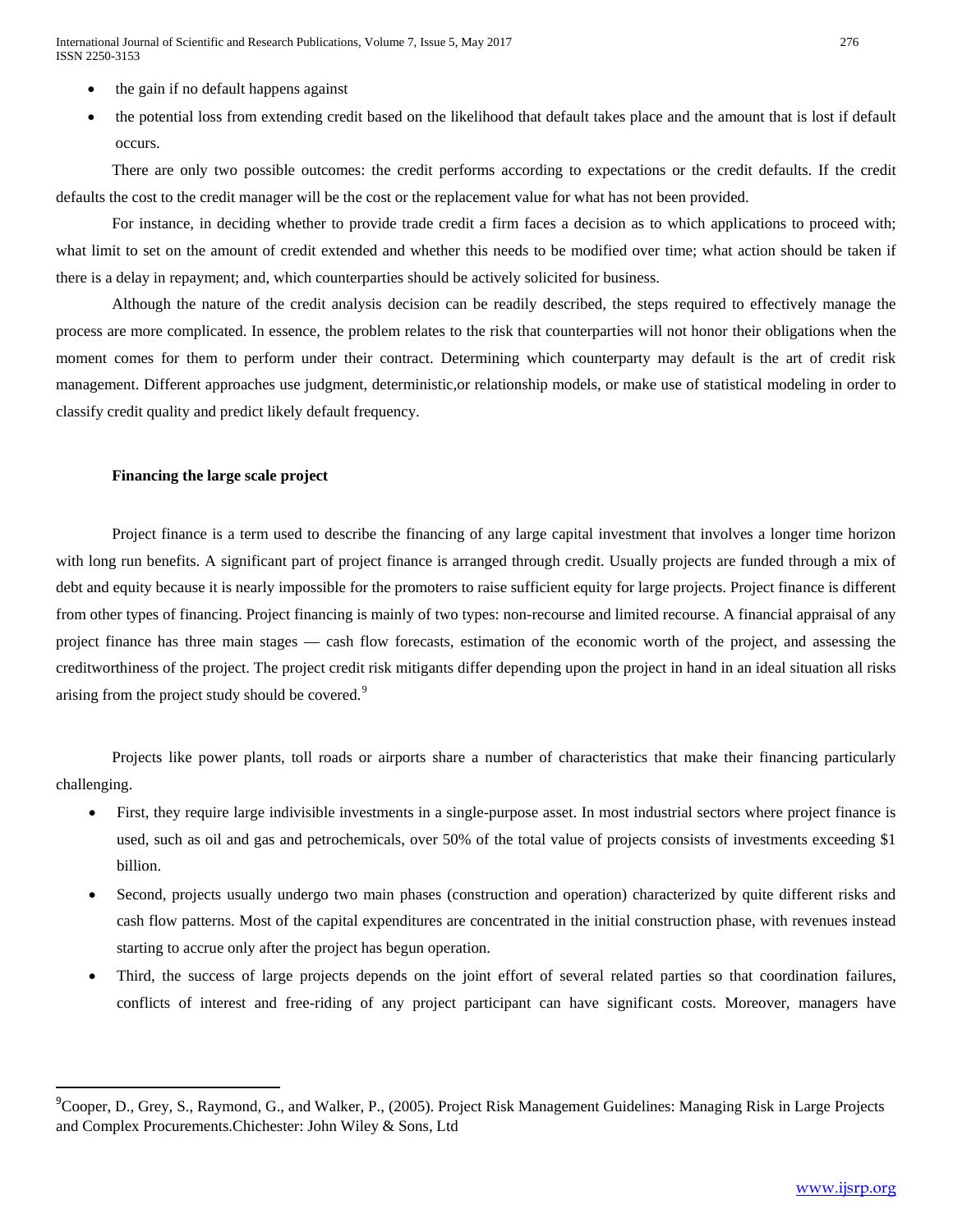- the gain if no default happens against
- the potential loss from extending credit based on the likelihood that default takes place and the amount that is lost if default occurs.

There are only two possible outcomes: the credit performs according to expectations or the credit defaults. If the credit defaults the cost to the credit manager will be the cost or the replacement value for what has not been provided.

For instance, in deciding whether to provide trade credit a firm faces a decision as to which applications to proceed with; what limit to set on the amount of credit extended and whether this needs to be modified over time; what action should be taken if there is a delay in repayment; and, which counterparties should be actively solicited for business.

Although the nature of the credit analysis decision can be readily described, the steps required to effectively manage the process are more complicated. In essence, the problem relates to the risk that counterparties will not honor their obligations when the moment comes for them to perform under their contract. Determining which counterparty may default is the art of credit risk management. Different approaches use judgment, deterministic,or relationship models, or make use of statistical modeling in order to classify credit quality and predict likely default frequency.

**Financing the large scale project**

Project finance is a term used to describe the financing of any large capital investment that involves a longer time horizon with long run benefits. A significant part of project finance is arranged through credit. Usually projects are funded through a mix of debt and equity because it is nearly impossible for the promoters to raise sufficient equity for large projects. Project finance is different from other types of financing. Project financing is mainly of two types: non-recourse and limited recourse. A financial appraisal of any project finance has three main stages — cash flow forecasts, estimation of the economic worth of the project, and assessing the creditworthiness of the project. The project credit risk mitigants differ depending upon the project in hand in an ideal situation all risks arising from the project study should be covered.[9]

Projects like power plants, toll roads or airports share a number of characteristics that make their financing particularly challenging.

- First, they require large indivisible investments in a single-purpose asset. In most industrial sectors where project finance is used, such as oil and gas and petrochemicals, over 50% of the total value of projects consists of investments exceeding $1 billion.
- Second, projects usually undergo two main phases (construction and operation) characterized by quite different risks and cash flow patterns. Most of the capital expenditures are concentrated in the initial construction phase, with revenues instead starting to accrue only after the project has begun operation.
- Third, the success of large projects depends on the joint effort of several related parties so that coordination failures, conflicts of interest and free-riding of any project participant can have significant costs. Moreover, managers have

[9] Cooper, D., Grey, S., Raymond, G., and Walker, P., (2005). Project Risk Management Guidelines: Managing Risk in Large Projects and Complex Procurements.Chichester: John Wiley & Sons, Ltd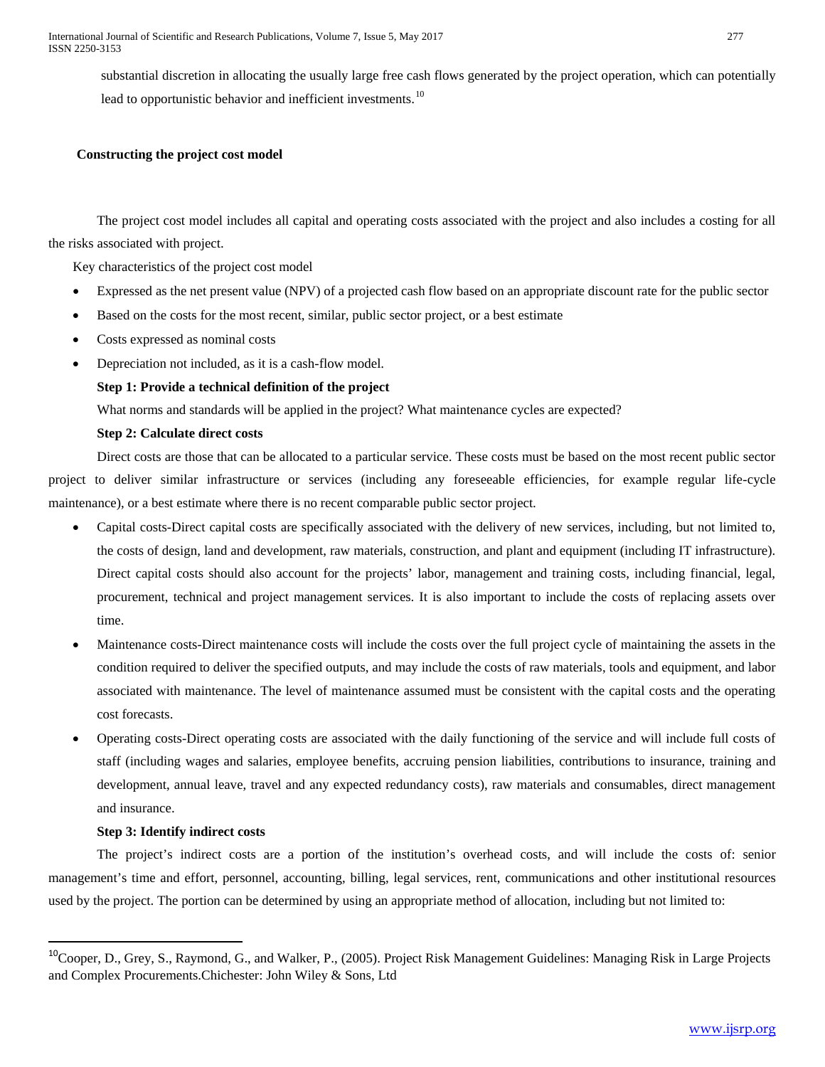substantial discretion in allocating the usually large free cash flows generated by the project operation, which can potentially lead to opportunistic behavior and inefficient investments.[10]

**Constructing the project cost model**

The project cost model includes all capital and operating costs associated with the project and also includes a costing for all the risks associated with project.

Key characteristics of the project cost model

- Expressed as the net present value (NPV) of a projected cash flow based on an appropriate discount rate for the public sector
- Based on the costs for the most recent, similar, public sector project, or a best estimate
- Costs expressed as nominal costs
- Depreciation not included, as it is a cash-flow model.

**Step 1: Provide a technical definition of the project**

What norms and standards will be applied in the project? What maintenance cycles are expected?

**Step 2: Calculate direct costs**

Direct costs are those that can be allocated to a particular service. These costs must be based on the most recent public sector project to deliver similar infrastructure or services (including any foreseeable efficiencies, for example regular life-cycle maintenance), or a best estimate where there is no recent comparable public sector project.

- Capital costs-Direct capital costs are specifically associated with the delivery of new services, including, but not limited to, the costs of design, land and development, raw materials, construction, and plant and equipment (including IT infrastructure). Direct capital costs should also account for the projects' labor, management and training costs, including financial, legal, procurement, technical and project management services. It is also important to include the costs of replacing assets over time.
- Maintenance costs-Direct maintenance costs will include the costs over the full project cycle of maintaining the assets in the condition required to deliver the specified outputs, and may include the costs of raw materials, tools and equipment, and labor associated with maintenance. The level of maintenance assumed must be consistent with the capital costs and the operating cost forecasts.
- Operating costs-Direct operating costs are associated with the daily functioning of the service and will include full costs of staff (including wages and salaries, employee benefits, accruing pension liabilities, contributions to insurance, training and development, annual leave, travel and any expected redundancy costs), raw materials and consumables, direct management and insurance.

**Step 3: Identify indirect costs**

The project's indirect costs are a portion of the institution's overhead costs, and will include the costs of: senior management's time and effort, personnel, accounting, billing, legal services, rent, communications and other institutional resources used by the project. The portion can be determined by using an appropriate method of allocation, including but not limited to:

[10] Cooper, D., Grey, S., Raymond, G., and Walker, P., (2005). Project Risk Management Guidelines: Managing Risk in Large Projects and Complex Procurements.Chichester: John Wiley & Sons, Ltd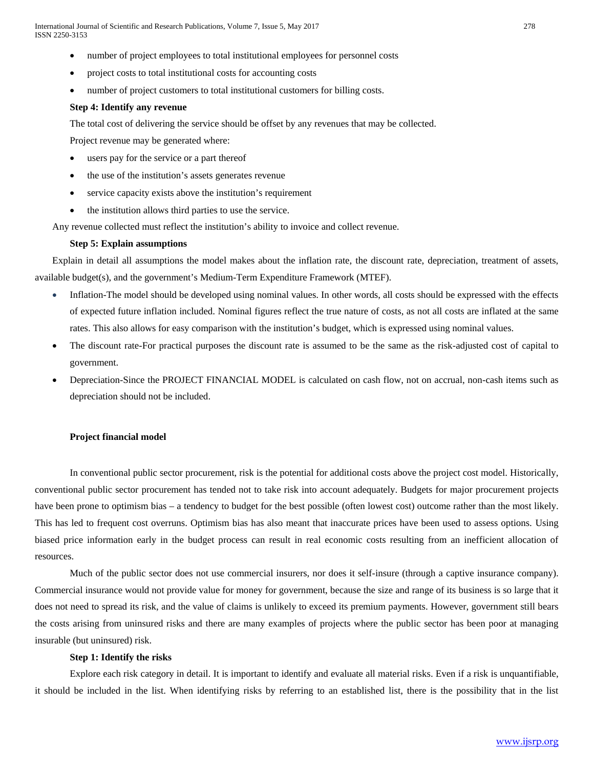- number of project employees to total institutional employees for personnel costs
- project costs to total institutional costs for accounting costs
- number of project customers to total institutional customers for billing costs.

**Step 4: Identify any revenue**

The total cost of delivering the service should be offset by any revenues that may be collected.

Project revenue may be generated where:

- users pay for the service or a part thereof
- the use of the institution's assets generates revenue
- service capacity exists above the institution's requirement
- the institution allows third parties to use the service.

Any revenue collected must reflect the institution's ability to invoice and collect revenue.

**Step 5: Explain assumptions**

Explain in detail all assumptions the model makes about the inflation rate, the discount rate, depreciation, treatment of assets, available budget(s), and the government's Medium-Term Expenditure Framework (MTEF).

- Inflation-The model should be developed using nominal values. In other words, all costs should be expressed with the effects of expected future inflation included. Nominal figures reflect the true nature of costs, as not all costs are inflated at the same rates. This also allows for easy comparison with the institution's budget, which is expressed using nominal values.
- The discount rate-For practical purposes the discount rate is assumed to be the same as the risk-adjusted cost of capital to government.
- Depreciation-Since the PROJECT FINANCIAL MODEL is calculated on cash flow, not on accrual, non-cash items such as depreciation should not be included.

**Project financial model**

In conventional public sector procurement, risk is the potential for additional costs above the project cost model. Historically, conventional public sector procurement has tended not to take risk into account adequately. Budgets for major procurement projects have been prone to optimism bias – a tendency to budget for the best possible (often lowest cost) outcome rather than the most likely. This has led to frequent cost overruns. Optimism bias has also meant that inaccurate prices have been used to assess options. Using biased price information early in the budget process can result in real economic costs resulting from an inefficient allocation of resources.

Much of the public sector does not use commercial insurers, nor does it self-insure (through a captive insurance company). Commercial insurance would not provide value for money for government, because the size and range of its business is so large that it does not need to spread its risk, and the value of claims is unlikely to exceed its premium payments. However, government still bears the costs arising from uninsured risks and there are many examples of projects where the public sector has been poor at managing insurable (but uninsured) risk.

**Step 1: Identify the risks**

Explore each risk category in detail. It is important to identify and evaluate all material risks. Even if a risk is unquantifiable, it should be included in the list. When identifying risks by referring to an established list, there is the possibility that in the list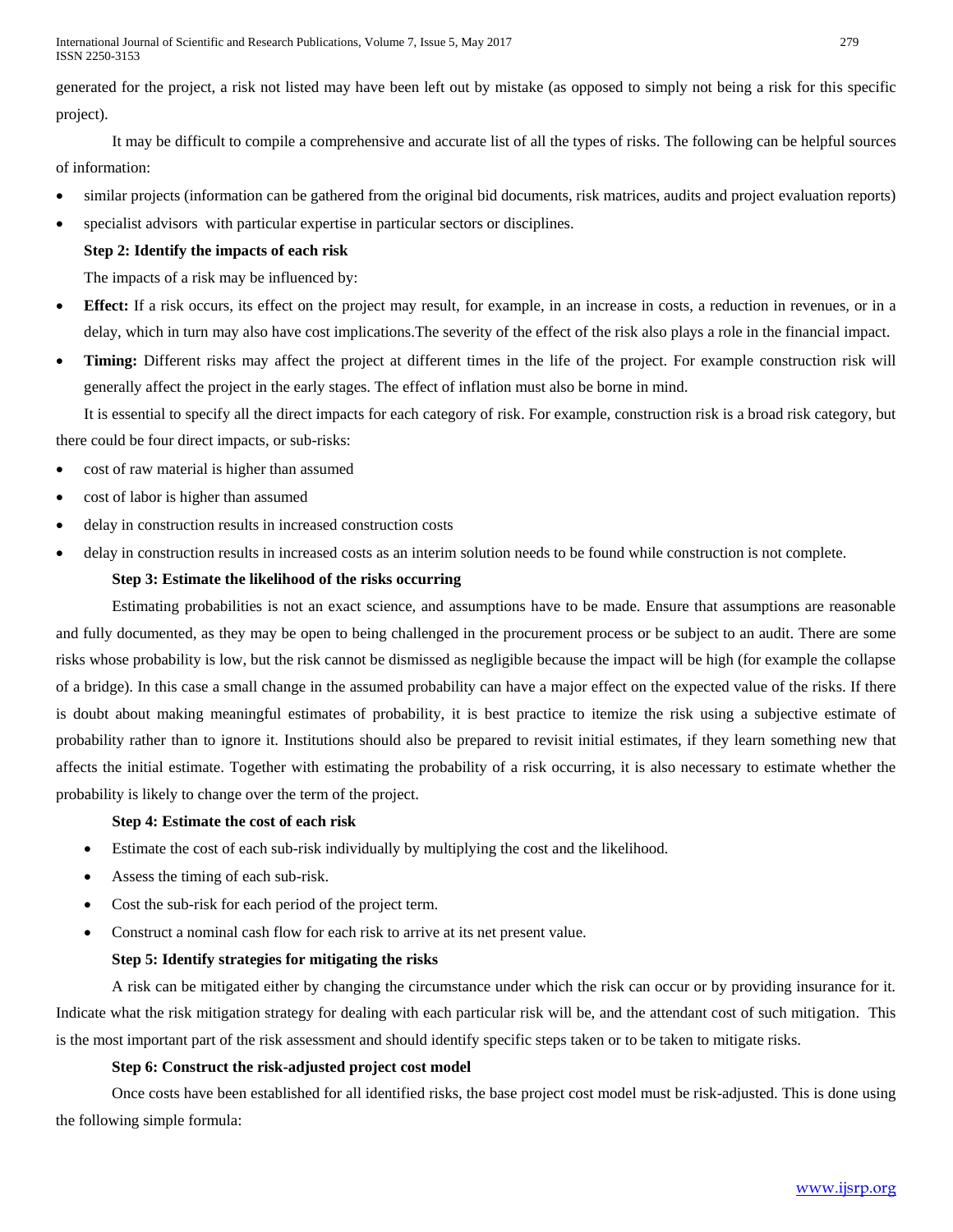generated for the project, a risk not listed may have been left out by mistake (as opposed to simply not being a risk for this specific project).

It may be difficult to compile a comprehensive and accurate list of all the types of risks. The following can be helpful sources of information:

- similar projects (information can be gathered from the original bid documents, risk matrices, audits and project evaluation reports)
- specialist advisors with particular expertise in particular sectors or disciplines.

**Step 2: Identify the impacts of each risk**

The impacts of a risk may be influenced by:

- **Effect:** If a risk occurs, its effect on the project may result, for example, in an increase in costs, a reduction in revenues, or in a delay, which in turn may also have cost implications.The severity of the effect of the risk also plays a role in the financial impact.
- **Timing:** Different risks may affect the project at different times in the life of the project. For example construction risk will generally affect the project in the early stages. The effect of inflation must also be borne in mind.

It is essential to specify all the direct impacts for each category of risk. For example, construction risk is a broad risk category, but there could be four direct impacts, or sub-risks:

- cost of raw material is higher than assumed
- cost of labor is higher than assumed
- delay in construction results in increased construction costs
- delay in construction results in increased costs as an interim solution needs to be found while construction is not complete.

**Step 3: Estimate the likelihood of the risks occurring**

Estimating probabilities is not an exact science, and assumptions have to be made. Ensure that assumptions are reasonable and fully documented, as they may be open to being challenged in the procurement process or be subject to an audit. There are some risks whose probability is low, but the risk cannot be dismissed as negligible because the impact will be high (for example the collapse of a bridge). In this case a small change in the assumed probability can have a major effect on the expected value of the risks. If there is doubt about making meaningful estimates of probability, it is best practice to itemize the risk using a subjective estimate of probability rather than to ignore it. Institutions should also be prepared to revisit initial estimates, if they learn something new that affects the initial estimate. Together with estimating the probability of a risk occurring, it is also necessary to estimate whether the probability is likely to change over the term of the project.

**Step 4: Estimate the cost of each risk**

- Estimate the cost of each sub-risk individually by multiplying the cost and the likelihood.
- Assess the timing of each sub-risk.
- Cost the sub-risk for each period of the project term.
- Construct a nominal cash flow for each risk to arrive at its net present value.

**Step 5: Identify strategies for mitigating the risks**

A risk can be mitigated either by changing the circumstance under which the risk can occur or by providing insurance for it. Indicate what the risk mitigation strategy for dealing with each particular risk will be, and the attendant cost of such mitigation. This is the most important part of the risk assessment and should identify specific steps taken or to be taken to mitigate risks.

**Step 6: Construct the risk-adjusted project cost model**

Once costs have been established for all identified risks, the base project cost model must be risk-adjusted. This is done using the following simple formula: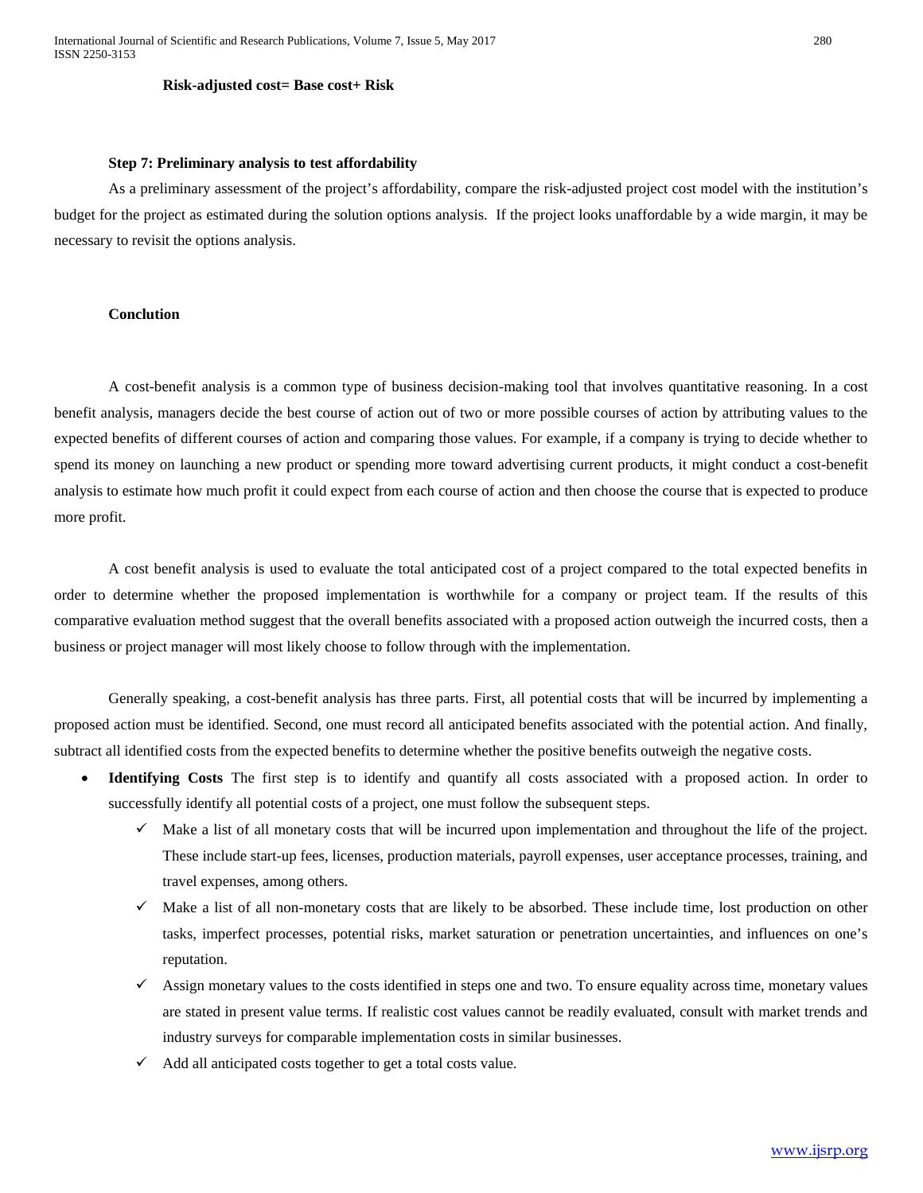**Risk-adjusted cost= Base cost+ Risk**

**Step 7: Preliminary analysis to test affordability**

As a preliminary assessment of the project's affordability, compare the risk-adjusted project cost model with the institution's budget for the project as estimated during the solution options analysis. If the project looks unaffordable by a wide margin, it may be necessary to revisit the options analysis.

**Conclution**

A cost-benefit analysis is a common type of business decision-making tool that involves quantitative reasoning. In a cost benefit analysis, managers decide the best course of action out of two or more possible courses of action by attributing values to the expected benefits of different courses of action and comparing those values. For example, if a company is trying to decide whether to spend its money on launching a new product or spending more toward advertising current products, it might conduct a cost-benefit analysis to estimate how much profit it could expect from each course of action and then choose the course that is expected to produce more profit.

A cost benefit analysis is used to evaluate the total anticipated cost of a project compared to the total expected benefits in order to determine whether the proposed implementation is worthwhile for a company or project team. If the results of this comparative evaluation method suggest that the overall benefits associated with a proposed action outweigh the incurred costs, then a business or project manager will most likely choose to follow through with the implementation.

Generally speaking, a cost-benefit analysis has three parts. First, all potential costs that will be incurred by implementing a proposed action must be identified. Second, one must record all anticipated benefits associated with the potential action. And finally, subtract all identified costs from the expected benefits to determine whether the positive benefits outweigh the negative costs.

- **Identifying Costs** The first step is to identify and quantify all costs associated with a proposed action. In order to successfully identify all potential costs of a project, one must follow the subsequent steps.
  - ✓ Make a list of all monetary costs that will be incurred upon implementation and throughout the life of the project. These include start-up fees, licenses, production materials, payroll expenses, user acceptance processes, training, and travel expenses, among others.
  - ✓ Make a list of all non-monetary costs that are likely to be absorbed. These include time, lost production on other tasks, imperfect processes, potential risks, market saturation or penetration uncertainties, and influences on one's reputation.
  - ✓ Assign monetary values to the costs identified in steps one and two. To ensure equality across time, monetary values are stated in present value terms. If realistic cost values cannot be readily evaluated, consult with market trends and industry surveys for comparable implementation costs in similar businesses.
  - ✓ Add all anticipated costs together to get a total costs value.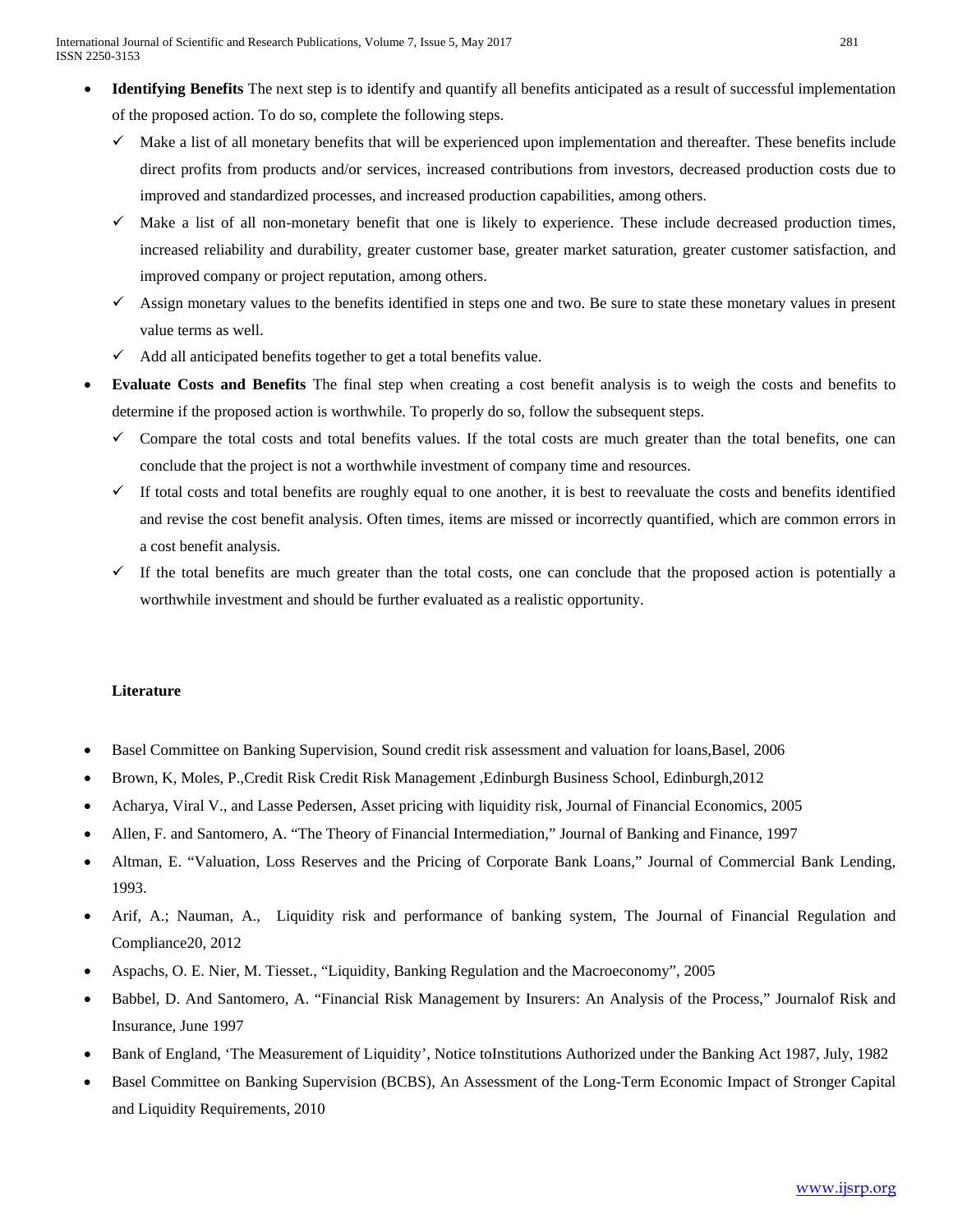- **Identifying Benefits** The next step is to identify and quantify all benefits anticipated as a result of successful implementation of the proposed action. To do so, complete the following steps.
  - ✓ Make a list of all monetary benefits that will be experienced upon implementation and thereafter. These benefits include direct profits from products and/or services, increased contributions from investors, decreased production costs due to improved and standardized processes, and increased production capabilities, among others.
  - ✓ Make a list of all non-monetary benefit that one is likely to experience. These include decreased production times, increased reliability and durability, greater customer base, greater market saturation, greater customer satisfaction, and improved company or project reputation, among others.
  - ✓ Assign monetary values to the benefits identified in steps one and two. Be sure to state these monetary values in present value terms as well.
  - ✓ Add all anticipated benefits together to get a total benefits value.
- **Evaluate Costs and Benefits** The final step when creating a cost benefit analysis is to weigh the costs and benefits to determine if the proposed action is worthwhile. To properly do so, follow the subsequent steps.
  - ✓ Compare the total costs and total benefits values. If the total costs are much greater than the total benefits, one can conclude that the project is not a worthwhile investment of company time and resources.
  - ✓ If total costs and total benefits are roughly equal to one another, it is best to reevaluate the costs and benefits identified and revise the cost benefit analysis. Often times, items are missed or incorrectly quantified, which are common errors in a cost benefit analysis.
  - ✓ If the total benefits are much greater than the total costs, one can conclude that the proposed action is potentially a worthwhile investment and should be further evaluated as a realistic opportunity.

**Literature**

- Basel Committee on Banking Supervision, Sound credit risk assessment and valuation for loans,Basel, 2006
- Brown, K, Moles, P.,Credit Risk Credit Risk Management ,Edinburgh Business School, Edinburgh,2012
- Acharya, Viral V., and Lasse Pedersen, Asset pricing with liquidity risk, Journal of Financial Economics, 2005
- Allen, F. and Santomero, A. "The Theory of Financial Intermediation," Journal of Banking and Finance, 1997
- Altman, E. "Valuation, Loss Reserves and the Pricing of Corporate Bank Loans," Journal of Commercial Bank Lending, 1993.
- Arif, A.; Nauman, A., Liquidity risk and performance of banking system, The Journal of Financial Regulation and Compliance20, 2012
- Aspachs, O. E. Nier, M. Tiesset., "Liquidity, Banking Regulation and the Macroeconomy", 2005
- Babbel, D. And Santomero, A. "Financial Risk Management by Insurers: An Analysis of the Process," Journalof Risk and Insurance, June 1997
- Bank of England, 'The Measurement of Liquidity', Notice toInstitutions Authorized under the Banking Act 1987, July, 1982
- Basel Committee on Banking Supervision (BCBS), An Assessment of the Long-Term Economic Impact of Stronger Capital and Liquidity Requirements, 2010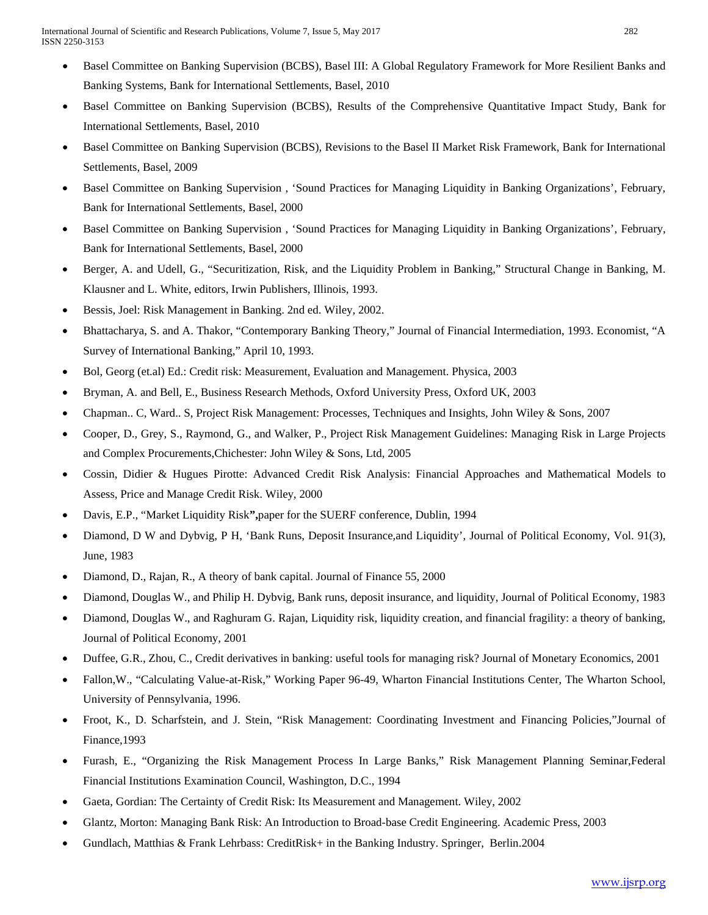- Basel Committee on Banking Supervision (BCBS), Basel III: A Global Regulatory Framework for More Resilient Banks and Banking Systems, Bank for International Settlements, Basel, 2010
- Basel Committee on Banking Supervision (BCBS), Results of the Comprehensive Quantitative Impact Study, Bank for International Settlements, Basel, 2010
- Basel Committee on Banking Supervision (BCBS), Revisions to the Basel II Market Risk Framework, Bank for International Settlements, Basel, 2009
- Basel Committee on Banking Supervision , 'Sound Practices for Managing Liquidity in Banking Organizations', February, Bank for International Settlements, Basel, 2000
- Basel Committee on Banking Supervision , 'Sound Practices for Managing Liquidity in Banking Organizations', February, Bank for International Settlements, Basel, 2000
- Berger, A. and Udell, G., "Securitization, Risk, and the Liquidity Problem in Banking," Structural Change in Banking, M. Klausner and L. White, editors, Irwin Publishers, Illinois, 1993.
- Bessis, Joel: Risk Management in Banking. 2nd ed. Wiley, 2002.
- Bhattacharya, S. and A. Thakor, "Contemporary Banking Theory," Journal of Financial Intermediation, 1993. Economist, "A Survey of International Banking," April 10, 1993.
- Bol, Georg (et.al) Ed.: Credit risk: Measurement, Evaluation and Management. Physica, 2003
- Bryman, A. and Bell, E., Business Research Methods, Oxford University Press, Oxford UK, 2003
- Chapman.. C, Ward.. S, Project Risk Management: Processes, Techniques and Insights, John Wiley & Sons, 2007
- Cooper, D., Grey, S., Raymond, G., and Walker, P., Project Risk Management Guidelines: Managing Risk in Large Projects and Complex Procurements,Chichester: John Wiley & Sons, Ltd, 2005
- Cossin, Didier & Hugues Pirotte: Advanced Credit Risk Analysis: Financial Approaches and Mathematical Models to Assess, Price and Manage Credit Risk. Wiley, 2000
- Davis, E.P., "Market Liquidity Risk**",**paper for the SUERF conference, Dublin, 1994
- Diamond, D W and Dybvig, P H, 'Bank Runs, Deposit Insurance,and Liquidity', Journal of Political Economy, Vol. 91(3), June, 1983
- Diamond, D., Rajan, R., A theory of bank capital. Journal of Finance 55, 2000
- Diamond, Douglas W., and Philip H. Dybvig, Bank runs, deposit insurance, and liquidity, Journal of Political Economy, 1983
- Diamond, Douglas W., and Raghuram G. Rajan, Liquidity risk, liquidity creation, and financial fragility: a theory of banking, Journal of Political Economy, 2001
- Duffee, G.R., Zhou, C., Credit derivatives in banking: useful tools for managing risk? Journal of Monetary Economics, 2001
- Fallon,W., "Calculating Value-at-Risk," Working Paper 96-49, Wharton Financial Institutions Center, The Wharton School, University of Pennsylvania, 1996.
- Froot, K., D. Scharfstein, and J. Stein, "Risk Management: Coordinating Investment and Financing Policies,"Journal of Finance,1993
- Furash, E., "Organizing the Risk Management Process In Large Banks," Risk Management Planning Seminar,Federal Financial Institutions Examination Council, Washington, D.C., 1994
- Gaeta, Gordian: The Certainty of Credit Risk: Its Measurement and Management. Wiley, 2002
- Glantz, Morton: Managing Bank Risk: An Introduction to Broad-base Credit Engineering. Academic Press, 2003
- Gundlach, Matthias & Frank Lehrbass: CreditRisk+ in the Banking Industry. Springer, Berlin.2004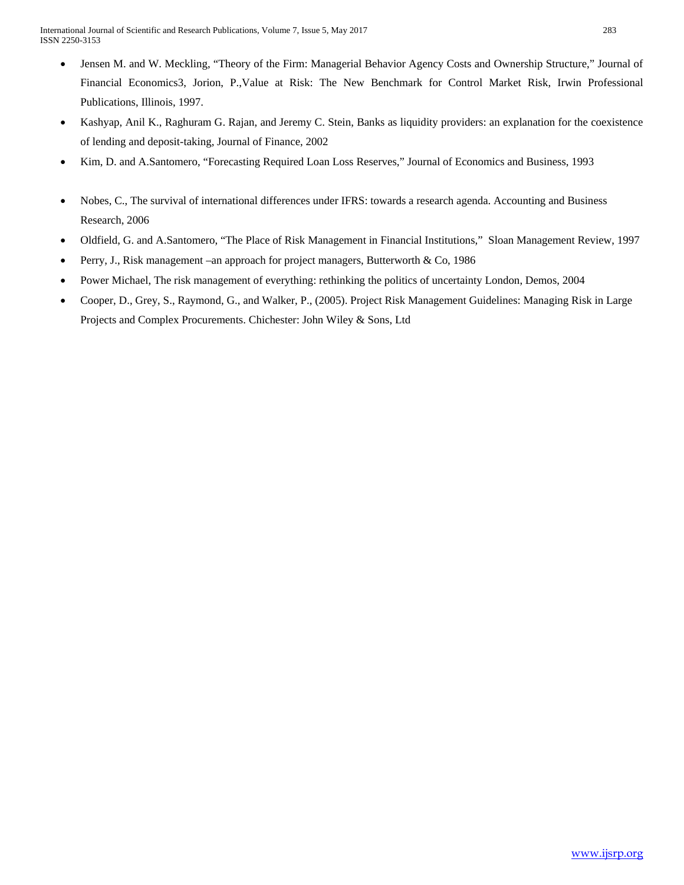- Jensen M. and W. Meckling, "Theory of the Firm: Managerial Behavior Agency Costs and Ownership Structure," Journal of Financial Economics3, Jorion, P.,Value at Risk: The New Benchmark for Control Market Risk, Irwin Professional Publications, Illinois, 1997.
- Kashyap, Anil K., Raghuram G. Rajan, and Jeremy C. Stein, Banks as liquidity providers: an explanation for the coexistence of lending and deposit-taking, Journal of Finance, 2002
- Kim, D. and A.Santomero, "Forecasting Required Loan Loss Reserves," Journal of Economics and Business, 1993
- Nobes, C., The survival of international differences under IFRS: towards a research agenda. Accounting and Business Research, 2006
- Oldfield, G. and A.Santomero, "The Place of Risk Management in Financial Institutions," Sloan Management Review, 1997
- Perry, J., Risk management –an approach for project managers, Butterworth & Co, 1986
- Power Michael, The risk management of everything: rethinking the politics of uncertainty London, Demos, 2004
- Cooper, D., Grey, S., Raymond, G., and Walker, P., (2005). Project Risk Management Guidelines: Managing Risk in Large Projects and Complex Procurements. Chichester: John Wiley & Sons, Ltd